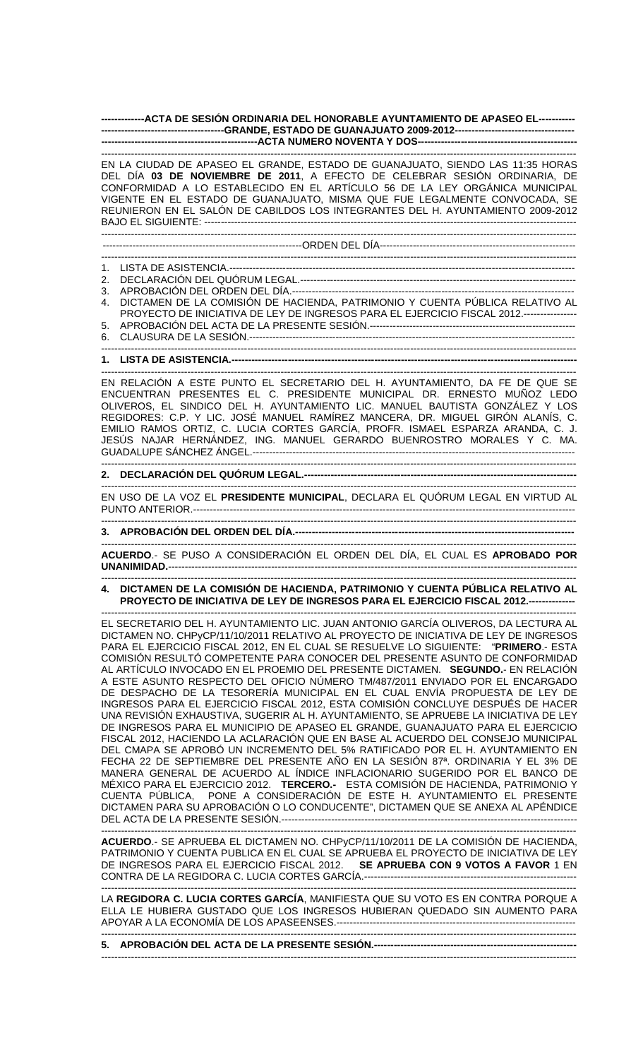**ACTA DE SESIÓN ORDINARIA DEL HONORABLE AYUNTAMIENTO DE APASEO EL GRANDE, ESTADO DE GUANAJUATO 2009-2012**

**ACTA NUMERO NOVENTA Y DOS**

EN LA CIUDAD DE APASEO EL GRANDE, ESTADO DE GUANAJUATO, SIENDO LAS 11:35 HORAS DEL DÍA **03 DE NOVIEMBRE DE 2011**, A EFECTO DE CELEBRAR SESIÓN ORDINARIA, DE CONFORMIDAD A LO ESTABLECIDO EN EL ARTÍCULO 56 DE LA LEY ORGÁNICA MUNICIPAL VIGENTE EN EL ESTADO DE GUANAJUATO, MISMA QUE FUE LEGALMENTE CONVOCADA, SE REUNIERON EN EL SALÓN DE CABILDOS LOS INTEGRANTES DEL H. AYUNTAMIENTO 2009-2012 BAJO EL SIGUIENTE:

ORDEN DEL DÍA

1. LISTA DE ASISTENCIA.
2. DECLARACIÓN DEL QUÓRUM LEGAL.
3. APROBACIÓN DEL ORDEN DEL DÍA.
4. DICTAMEN DE LA COMISIÓN DE HACIENDA, PATRIMONIO Y CUENTA PÚBLICA RELATIVO AL PROYECTO DE INICIATIVA DE LEY DE INGRESOS PARA EL EJERCICIO FISCAL 2012.
5. APROBACIÓN DEL ACTA DE LA PRESENTE SESIÓN.
6. CLAUSURA DE LA SESIÓN.

**1. LISTA DE ASISTENCIA.**

EN RELACIÓN A ESTE PUNTO EL SECRETARIO DEL H. AYUNTAMIENTO, DA FE DE QUE SE ENCUENTRAN PRESENTES EL C. PRESIDENTE MUNICIPAL DR. ERNESTO MUÑOZ LEDO OLIVEROS, EL SINDICO DEL H. AYUNTAMIENTO LIC. MANUEL BAUTISTA GONZÁLEZ Y LOS REGIDORES: C.P. Y LIC. JOSÉ MANUEL RAMÍREZ MANCERA, DR. MIGUEL GIRÓN ALANÍS, C. EMILIO RAMOS ORTIZ, C. LUCIA CORTES GARCÍA, PROFR. ISMAEL ESPARZA ARANDA, C. J. JESÚS NAJAR HERNÁNDEZ, ING. MANUEL GERARDO BUENROSTRO MORALES Y C. MA. GUADALUPE SÁNCHEZ ÁNGEL.

**2. DECLARACIÓN DEL QUÓRUM LEGAL.**

EN USO DE LA VOZ EL **PRESIDENTE MUNICIPAL**, DECLARA EL QUÓRUM LEGAL EN VIRTUD AL PUNTO ANTERIOR.

**3. APROBACIÓN DEL ORDEN DEL DÍA.**

**ACUERDO**.- SE PUSO A CONSIDERACIÓN EL ORDEN DEL DÍA, EL CUAL ES **APROBADO POR UNANIMIDAD.**

**4. DICTAMEN DE LA COMISIÓN DE HACIENDA, PATRIMONIO Y CUENTA PÚBLICA RELATIVO AL PROYECTO DE INICIATIVA DE LEY DE INGRESOS PARA EL EJERCICIO FISCAL 2012.**

EL SECRETARIO DEL H. AYUNTAMIENTO LIC. JUAN ANTONIO GARCÍA OLIVEROS, DA LECTURA AL DICTAMEN NO. CHPyCP/11/10/2011 RELATIVO AL PROYECTO DE INICIATIVA DE LEY DE INGRESOS PARA EL EJERCICIO FISCAL 2012, EN EL CUAL SE RESUELVE LO SIGUIENTE: "**PRIMERO**.- ESTA COMISIÓN RESULTÓ COMPETENTE PARA CONOCER DEL PRESENTE ASUNTO DE CONFORMIDAD AL ARTÍCULO INVOCADO EN EL PROEMIO DEL PRESENTE DICTAMEN. **SEGUNDO.**- EN RELACIÓN A ESTE ASUNTO RESPECTO DEL OFICIO NÚMERO TM/487/2011 ENVIADO POR EL ENCARGADO DE DESPACHO DE LA TESORERÍA MUNICIPAL EN EL CUAL ENVÍA PROPUESTA DE LEY DE INGRESOS PARA EL EJERCICIO FISCAL 2012, ESTA COMISIÓN CONCLUYE DESPUÉS DE HACER UNA REVISIÓN EXHAUSTIVA, SUGERIR AL H. AYUNTAMIENTO, SE APRUEBE LA INICIATIVA DE LEY DE INGRESOS PARA EL MUNICIPIO DE APASEO EL GRANDE, GUANAJUATO PARA EL EJERCICIO FISCAL 2012, HACIENDO LA ACLARACIÓN QUE EN BASE AL ACUERDO DEL CONSEJO MUNICIPAL DEL CMAPA SE APROBÓ UN INCREMENTO DEL 5% RATIFICADO POR EL H. AYUNTAMIENTO EN FECHA 22 DE SEPTIEMBRE DEL PRESENTE AÑO EN LA SESIÓN 87ª. ORDINARIA Y EL 3% DE MANERA GENERAL DE ACUERDO AL ÍNDICE INFLACIONARIO SUGERIDO POR EL BANCO DE MÉXICO PARA EL EJERCICIO 2012. **TERCERO.-** ESTA COMISIÓN DE HACIENDA, PATRIMONIO Y CUENTA PÚBLICA, PONE A CONSIDERACIÓN DE ESTE H. AYUNTAMIENTO EL PRESENTE DICTAMEN PARA SU APROBACIÓN O LO CONDUCENTE", DICTAMEN QUE SE ANEXA AL APÉNDICE DEL ACTA DE LA PRESENTE SESIÓN.

**ACUERDO**.- SE APRUEBA EL DICTAMEN NO. CHPyCP/11/10/2011 DE LA COMISIÓN DE HACIENDA, PATRIMONIO Y CUENTA PUBLICA EN EL CUAL SE APRUEBA EL PROYECTO DE INICIATIVA DE LEY DE INGRESOS PARA EL EJERCICIO FISCAL 2012. **SE APRUEBA CON 9 VOTOS A FAVOR** 1 EN CONTRA DE LA REGIDORA C. LUCIA CORTES GARCÍA.

LA **REGIDORA C. LUCIA CORTES GARCÍA**, MANIFIESTA QUE SU VOTO ES EN CONTRA PORQUE A ELLA LE HUBIERA GUSTADO QUE LOS INGRESOS HUBIERAN QUEDADO SIN AUMENTO PARA APOYAR A LA ECONOMÍA DE LOS APASEENSES.

**5. APROBACIÓN DEL ACTA DE LA PRESENTE SESIÓN.**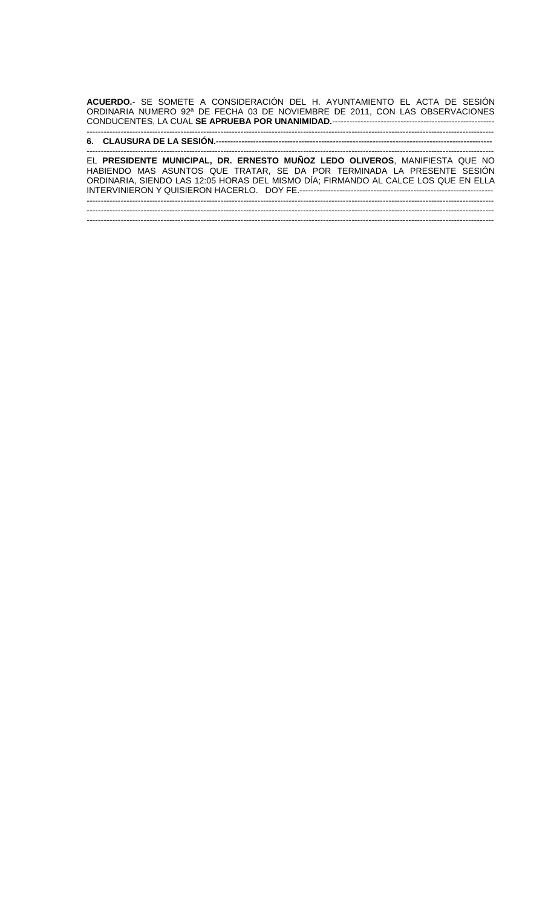**ACUERDO.**- SE SOMETE A CONSIDERACIÓN DEL H. AYUNTAMIENTO EL ACTA DE SESIÓN ORDINARIA NUMERO 92ª DE FECHA 03 DE NOVIEMBRE DE 2011, CON LAS OBSERVACIONES CONDUCENTES, LA CUAL **SE APRUEBA POR UNANIMIDAD.**---------------------------------------------------------

-----------------------------------------------------------------------------------------------------------------------------------------

**6. CLAUSURA DE LA SESIÓN.----------------------------------------------------------------------------------------------------**

-----------------------------------------------------------------------------------------------------------------------------------------

EL **PRESIDENTE MUNICIPAL, DR. ERNESTO MUÑOZ LEDO OLIVEROS**, MANIFIESTA QUE NO HABIENDO MAS ASUNTOS QUE TRATAR, SE DA POR TERMINADA LA PRESENTE SESIÓN ORDINARIA, SIENDO LAS 12:05 HORAS DEL MISMO DÍA; FIRMANDO AL CALCE LOS QUE EN ELLA INTERVINIERON Y QUISIERON HACERLO. DOY FE.---------------------------------------------------------------------

-----------------------------------------------------------------------------------------------------------------------------------------

-----------------------------------------------------------------------------------------------------------------------------------------

-----------------------------------------------------------------------------------------------------------------------------------------